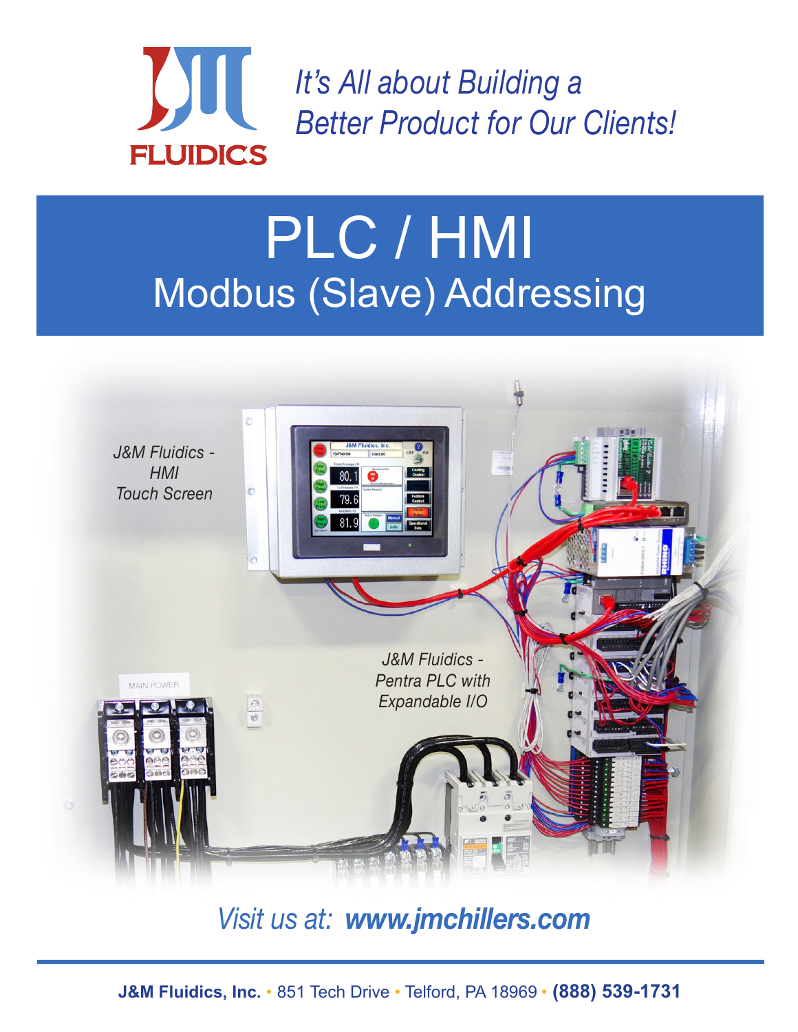*It's All about Building a Better Product for Our Clients!*

# PLC / HMI

## Modbus (Slave) Addressing

*J&M Fluidics - HMI Touch Screen*

*J&M Fluidics - Pentra PLC with Expandable I/O*

*Visit us at:* ***www.jmchillers.com***

**J&M Fluidics, Inc.** • 851 Tech Drive • Telford, PA 18969 • **(888) 539-1731**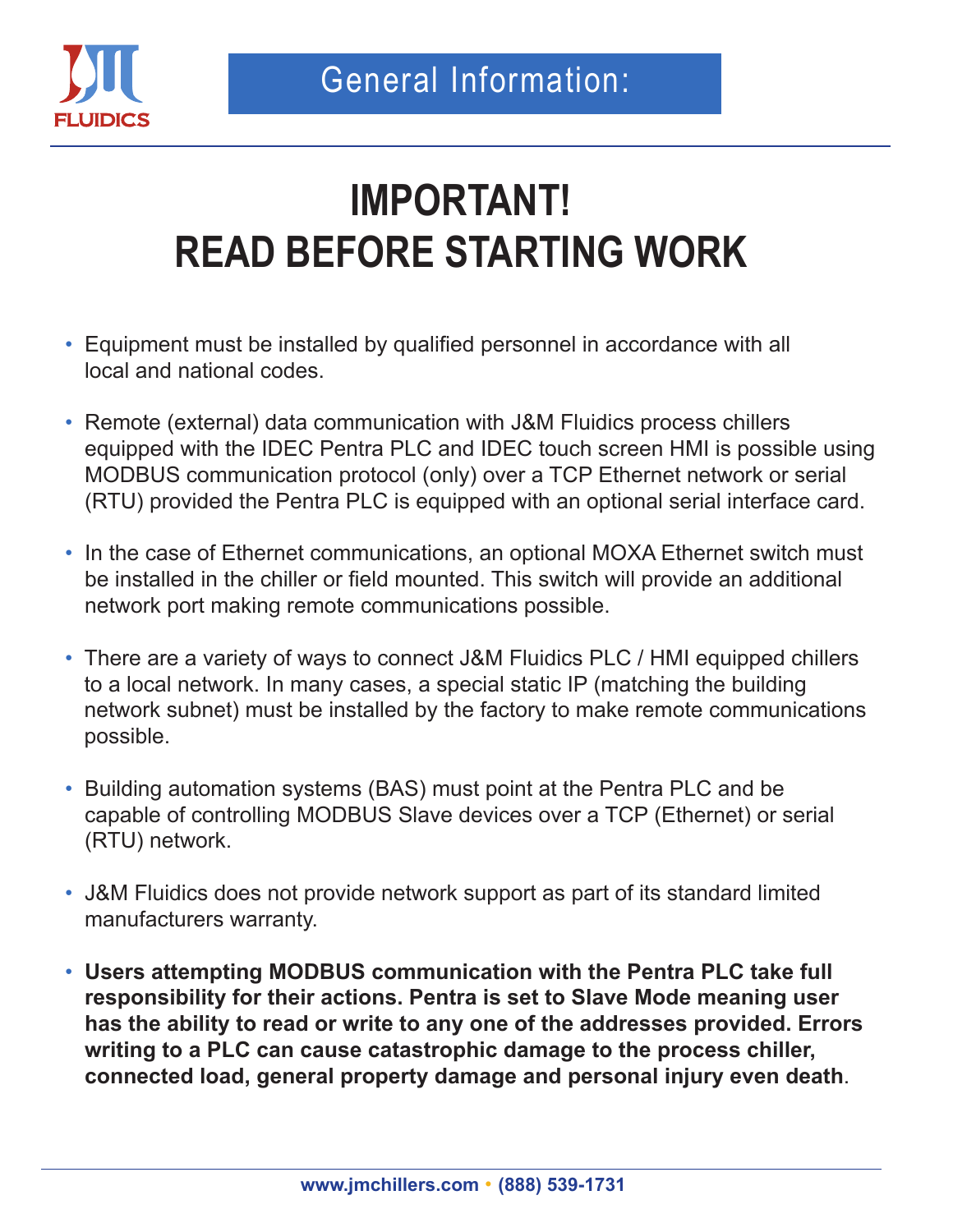## General Information:

# IMPORTANT!
# READ BEFORE STARTING WORK

- Equipment must be installed by qualified personnel in accordance with all local and national codes.
- Remote (external) data communication with J&M Fluidics process chillers equipped with the IDEC Pentra PLC and IDEC touch screen HMI is possible using MODBUS communication protocol (only) over a TCP Ethernet network or serial (RTU) provided the Pentra PLC is equipped with an optional serial interface card.
- In the case of Ethernet communications, an optional MOXA Ethernet switch must be installed in the chiller or field mounted. This switch will provide an additional network port making remote communications possible.
- There are a variety of ways to connect J&M Fluidics PLC / HMI equipped chillers to a local network. In many cases, a special static IP (matching the building network subnet) must be installed by the factory to make remote communications possible.
- Building automation systems (BAS) must point at the Pentra PLC and be capable of controlling MODBUS Slave devices over a TCP (Ethernet) or serial (RTU) network.
- J&M Fluidics does not provide network support as part of its standard limited manufacturers warranty.
- **Users attempting MODBUS communication with the Pentra PLC take full responsibility for their actions. Pentra is set to Slave Mode meaning user has the ability to read or write to any one of the addresses provided. Errors writing to a PLC can cause catastrophic damage to the process chiller, connected load, general property damage and personal injury even death**.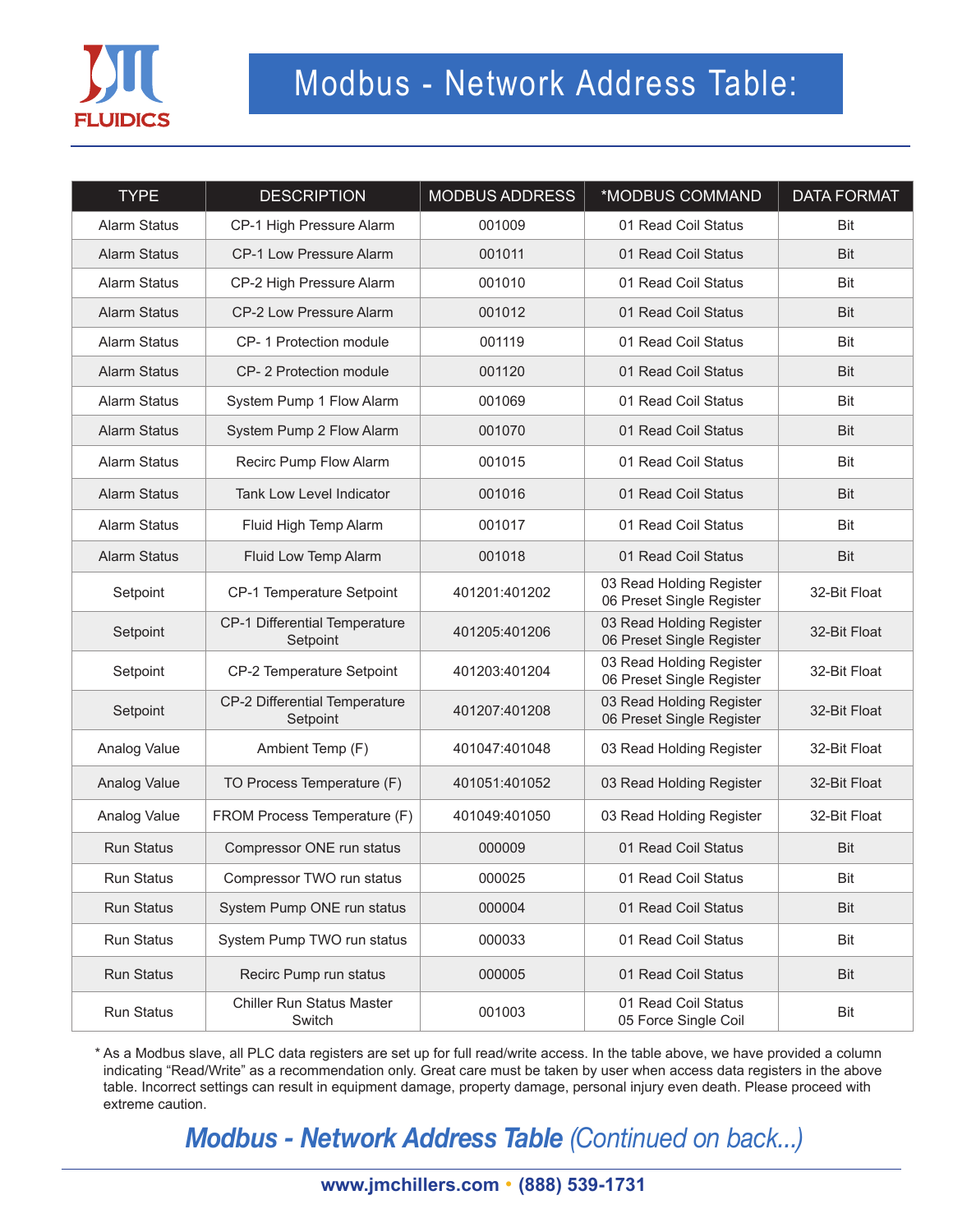FLUIDICS

# Modbus - Network Address Table:

| TYPE | DESCRIPTION | MODBUS ADDRESS | *MODBUS COMMAND | DATA FORMAT |
|---|---|---|---|---|
| Alarm Status | CP-1 High Pressure Alarm | 001009 | 01 Read Coil Status | Bit |
| Alarm Status | CP-1 Low Pressure Alarm | 001011 | 01 Read Coil Status | Bit |
| Alarm Status | CP-2 High Pressure Alarm | 001010 | 01 Read Coil Status | Bit |
| Alarm Status | CP-2 Low Pressure Alarm | 001012 | 01 Read Coil Status | Bit |
| Alarm Status | CP- 1 Protection module | 001119 | 01 Read Coil Status | Bit |
| Alarm Status | CP- 2 Protection module | 001120 | 01 Read Coil Status | Bit |
| Alarm Status | System Pump 1 Flow Alarm | 001069 | 01 Read Coil Status | Bit |
| Alarm Status | System Pump 2 Flow Alarm | 001070 | 01 Read Coil Status | Bit |
| Alarm Status | Recirc Pump Flow Alarm | 001015 | 01 Read Coil Status | Bit |
| Alarm Status | Tank Low Level Indicator | 001016 | 01 Read Coil Status | Bit |
| Alarm Status | Fluid High Temp Alarm | 001017 | 01 Read Coil Status | Bit |
| Alarm Status | Fluid Low Temp Alarm | 001018 | 01 Read Coil Status | Bit |
| Setpoint | CP-1 Temperature Setpoint | 401201:401202 | 03 Read Holding Register<br>06 Preset Single Register | 32-Bit Float |
| Setpoint | CP-1 Differential Temperature Setpoint | 401205:401206 | 03 Read Holding Register<br>06 Preset Single Register | 32-Bit Float |
| Setpoint | CP-2 Temperature Setpoint | 401203:401204 | 03 Read Holding Register<br>06 Preset Single Register | 32-Bit Float |
| Setpoint | CP-2 Differential Temperature Setpoint | 401207:401208 | 03 Read Holding Register<br>06 Preset Single Register | 32-Bit Float |
| Analog Value | Ambient Temp (F) | 401047:401048 | 03 Read Holding Register | 32-Bit Float |
| Analog Value | TO Process Temperature (F) | 401051:401052 | 03 Read Holding Register | 32-Bit Float |
| Analog Value | FROM Process Temperature (F) | 401049:401050 | 03 Read Holding Register | 32-Bit Float |
| Run Status | Compressor ONE run status | 000009 | 01 Read Coil Status | Bit |
| Run Status | Compressor TWO run status | 000025 | 01 Read Coil Status | Bit |
| Run Status | System Pump ONE run status | 000004 | 01 Read Coil Status | Bit |
| Run Status | System Pump TWO run status | 000033 | 01 Read Coil Status | Bit |
| Run Status | Recirc Pump run status | 000005 | 01 Read Coil Status | Bit |
| Run Status | Chiller Run Status Master Switch | 001003 | 01 Read Coil Status<br>05 Force Single Coil | Bit |

\* As a Modbus slave, all PLC data registers are set up for full read/write access. In the table above, we have provided a column indicating "Read/Write" as a recommendation only. Great care must be taken by user when access data registers in the above table. Incorrect settings can result in equipment damage, property damage, personal injury even death. Please proceed with extreme caution.

***Modbus - Network Address Table** (Continued on back...)*

**www.jmchillers.com • (888) 539-1731**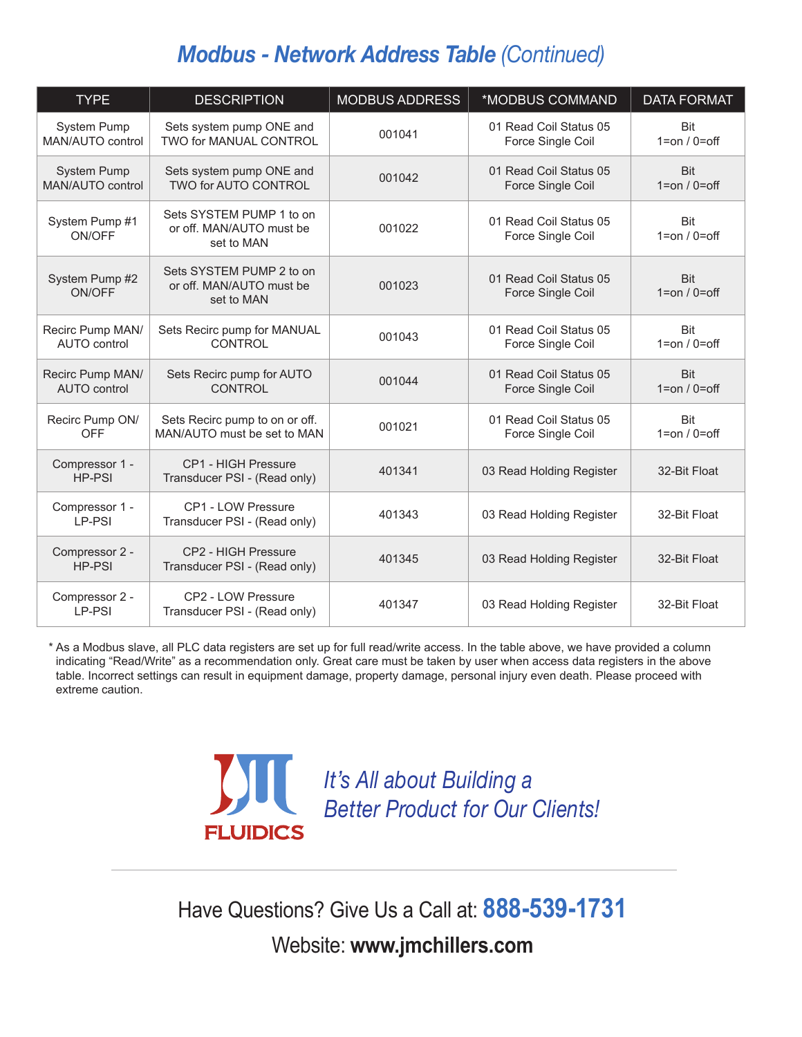# *Modbus - Network Address Table (Continued)*

| TYPE | DESCRIPTION | MODBUS ADDRESS | *MODBUS COMMAND | DATA FORMAT |
|---|---|---|---|---|
| System Pump MAN/AUTO control | Sets system pump ONE and TWO for MANUAL CONTROL | 001041 | 01 Read Coil Status 05 Force Single Coil | Bit 1=on / 0=off |
| System Pump MAN/AUTO control | Sets system pump ONE and TWO for AUTO CONTROL | 001042 | 01 Read Coil Status 05 Force Single Coil | Bit 1=on / 0=off |
| System Pump #1 ON/OFF | Sets SYSTEM PUMP 1 to on or off. MAN/AUTO must be set to MAN | 001022 | 01 Read Coil Status 05 Force Single Coil | Bit 1=on / 0=off |
| System Pump #2 ON/OFF | Sets SYSTEM PUMP 2 to on or off. MAN/AUTO must be set to MAN | 001023 | 01 Read Coil Status 05 Force Single Coil | Bit 1=on / 0=off |
| Recirc Pump MAN/ AUTO control | Sets Recirc pump for MANUAL CONTROL | 001043 | 01 Read Coil Status 05 Force Single Coil | Bit 1=on / 0=off |
| Recirc Pump MAN/ AUTO control | Sets Recirc pump for AUTO CONTROL | 001044 | 01 Read Coil Status 05 Force Single Coil | Bit 1=on / 0=off |
| Recirc Pump ON/ OFF | Sets Recirc pump to on or off. MAN/AUTO must be set to MAN | 001021 | 01 Read Coil Status 05 Force Single Coil | Bit 1=on / 0=off |
| Compressor 1 - HP-PSI | CP1 - HIGH Pressure Transducer PSI - (Read only) | 401341 | 03 Read Holding Register | 32-Bit Float |
| Compressor 1 - LP-PSI | CP1 - LOW Pressure Transducer PSI - (Read only) | 401343 | 03 Read Holding Register | 32-Bit Float |
| Compressor 2 - HP-PSI | CP2 - HIGH Pressure Transducer PSI - (Read only) | 401345 | 03 Read Holding Register | 32-Bit Float |
| Compressor 2 - LP-PSI | CP2 - LOW Pressure Transducer PSI - (Read only) | 401347 | 03 Read Holding Register | 32-Bit Float |

* As a Modbus slave, all PLC data registers are set up for full read/write access. In the table above, we have provided a column indicating "Read/Write" as a recommendation only. Great care must be taken by user when access data registers in the above table. Incorrect settings can result in equipment damage, property damage, personal injury even death. Please proceed with extreme caution.

JM FLUIDICS

*It's All about Building a Better Product for Our Clients!*

Have Questions? Give Us a Call at: **888-539-1731**

Website: **www.jmchillers.com**